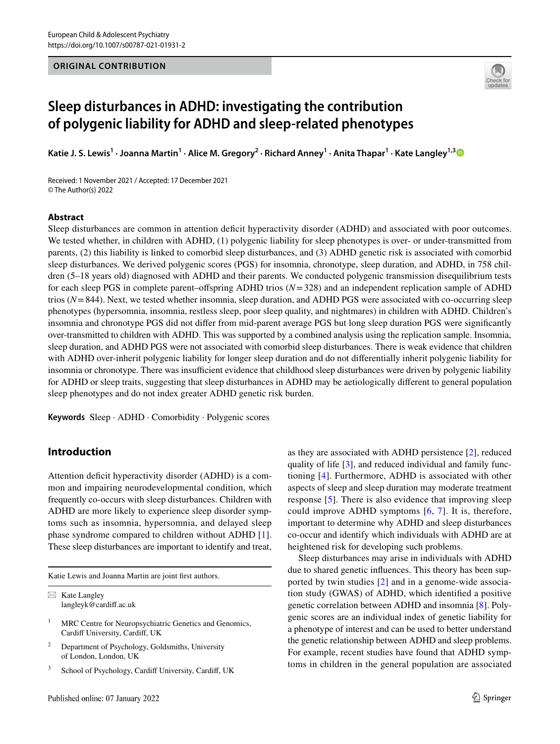ORIGINAL CONTRIBUTION

# Sleep disturbances in ADHD: investigating the contribution of polygenic liability for ADHD and sleep-related phenotypes

**Katie J. S. Lewis[1] · Joanna Martin[1] · Alice M. Gregory[2] · Richard Anney[1] · Anita Thapar[1] · Kate Langley[1,3]**

Received: 1 November 2021 / Accepted: 17 December 2021
© The Author(s) 2022

## Abstract

Sleep disturbances are common in attention deficit hyperactivity disorder (ADHD) and associated with poor outcomes. We tested whether, in children with ADHD, (1) polygenic liability for sleep phenotypes is over- or under-transmitted from parents, (2) this liability is linked to comorbid sleep disturbances, and (3) ADHD genetic risk is associated with comorbid sleep disturbances. We derived polygenic scores (PGS) for insomnia, chronotype, sleep duration, and ADHD, in 758 children (5–18 years old) diagnosed with ADHD and their parents. We conducted polygenic transmission disequilibrium tests for each sleep PGS in complete parent–offspring ADHD trios ($N = 328$) and an independent replication sample of ADHD trios ($N = 844$). Next, we tested whether insomnia, sleep duration, and ADHD PGS were associated with co-occurring sleep phenotypes (hypersomnia, insomnia, restless sleep, poor sleep quality, and nightmares) in children with ADHD. Children's insomnia and chronotype PGS did not differ from mid-parent average PGS but long sleep duration PGS were significantly over-transmitted to children with ADHD. This was supported by a combined analysis using the replication sample. Insomnia, sleep duration, and ADHD PGS were not associated with comorbid sleep disturbances. There is weak evidence that children with ADHD over-inherit polygenic liability for longer sleep duration and do not differentially inherit polygenic liability for insomnia or chronotype. There was insufficient evidence that childhood sleep disturbances were driven by polygenic liability for ADHD or sleep traits, suggesting that sleep disturbances in ADHD may be aetiologically different to general population sleep phenotypes and do not index greater ADHD genetic risk burden.

**Keywords** Sleep · ADHD · Comorbidity · Polygenic scores

## Introduction

Attention deficit hyperactivity disorder (ADHD) is a common and impairing neurodevelopmental condition, which frequently co-occurs with sleep disturbances. Children with ADHD are more likely to experience sleep disorder symptoms such as insomnia, hypersomnia, and delayed sleep phase syndrome compared to children without ADHD [1]. These sleep disturbances are important to identify and treat, as they are associated with ADHD persistence [2], reduced quality of life [3], and reduced individual and family functioning [4]. Furthermore, ADHD is associated with other aspects of sleep and sleep duration may moderate treatment response [5]. There is also evidence that improving sleep could improve ADHD symptoms [6, 7]. It is, therefore, important to determine why ADHD and sleep disturbances co-occur and identify which individuals with ADHD are at heightened risk for developing such problems.

Sleep disturbances may arise in individuals with ADHD due to shared genetic influences. This theory has been supported by twin studies [2] and in a genome-wide association study (GWAS) of ADHD, which identified a positive genetic correlation between ADHD and insomnia [8]. Polygenic scores are an individual index of genetic liability for a phenotype of interest and can be used to better understand the genetic relationship between ADHD and sleep problems. For example, recent studies have found that ADHD symptoms in children in the general population are associated

---

Katie Lewis and Joanna Martin are joint first authors.

✉ Kate Langley
langleyk@cardiff.ac.uk

[1] MRC Centre for Neuropsychiatric Genetics and Genomics, Cardiff University, Cardiff, UK

[2] Department of Psychology, Goldsmiths, University of London, London, UK

[3] School of Psychology, Cardiff University, Cardiff, UK

Published online: 07 January 2022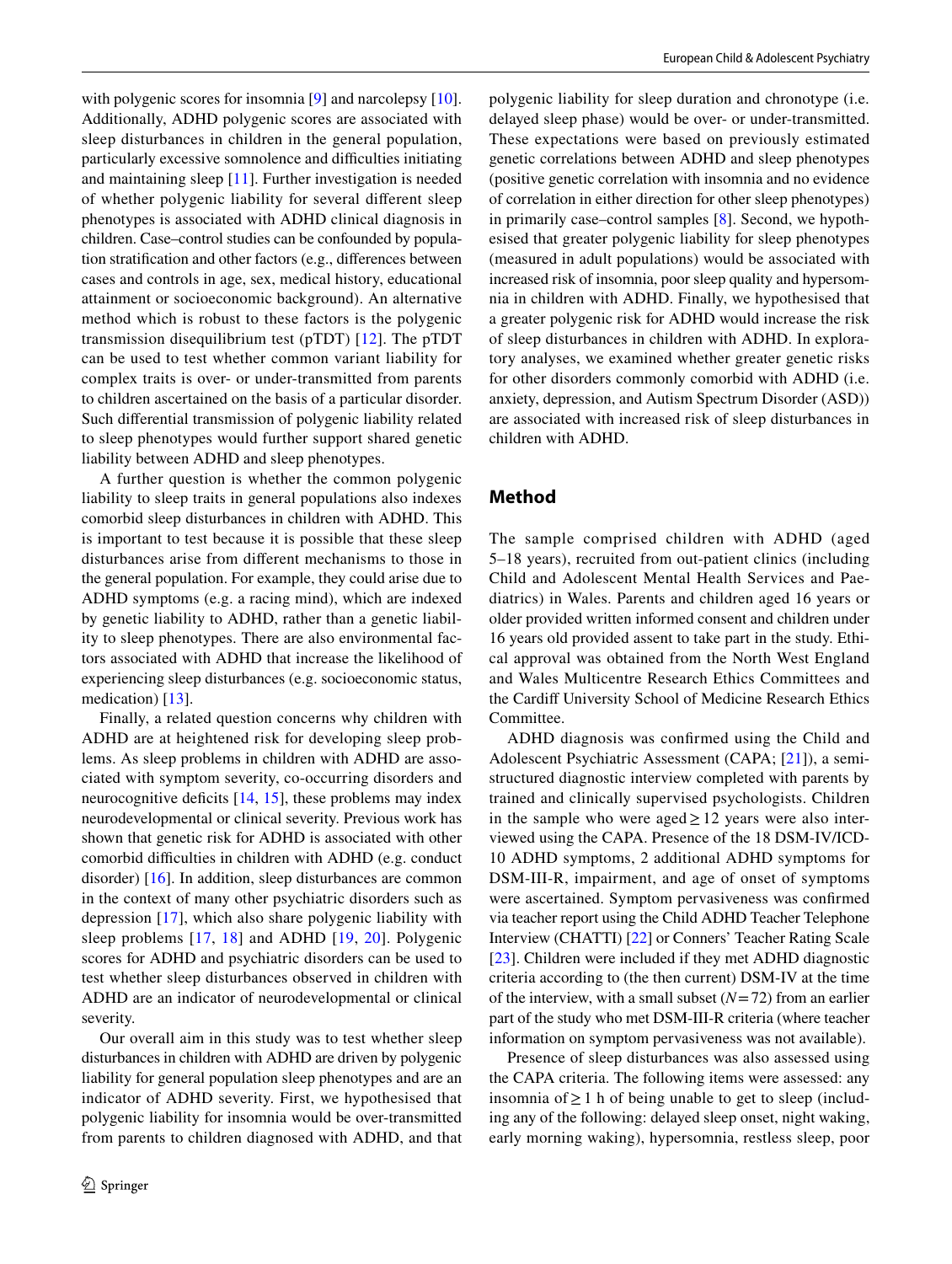with polygenic scores for insomnia [9] and narcolepsy [10]. Additionally, ADHD polygenic scores are associated with sleep disturbances in children in the general population, particularly excessive somnolence and difficulties initiating and maintaining sleep [11]. Further investigation is needed of whether polygenic liability for several different sleep phenotypes is associated with ADHD clinical diagnosis in children. Case–control studies can be confounded by population stratification and other factors (e.g., differences between cases and controls in age, sex, medical history, educational attainment or socioeconomic background). An alternative method which is robust to these factors is the polygenic transmission disequilibrium test (pTDT) [12]. The pTDT can be used to test whether common variant liability for complex traits is over- or under-transmitted from parents to children ascertained on the basis of a particular disorder. Such differential transmission of polygenic liability related to sleep phenotypes would further support shared genetic liability between ADHD and sleep phenotypes.

A further question is whether the common polygenic liability to sleep traits in general populations also indexes comorbid sleep disturbances in children with ADHD. This is important to test because it is possible that these sleep disturbances arise from different mechanisms to those in the general population. For example, they could arise due to ADHD symptoms (e.g. a racing mind), which are indexed by genetic liability to ADHD, rather than a genetic liability to sleep phenotypes. There are also environmental factors associated with ADHD that increase the likelihood of experiencing sleep disturbances (e.g. socioeconomic status, medication) [13].

Finally, a related question concerns why children with ADHD are at heightened risk for developing sleep problems. As sleep problems in children with ADHD are associated with symptom severity, co-occurring disorders and neurocognitive deficits [14, 15], these problems may index neurodevelopmental or clinical severity. Previous work has shown that genetic risk for ADHD is associated with other comorbid difficulties in children with ADHD (e.g. conduct disorder) [16]. In addition, sleep disturbances are common in the context of many other psychiatric disorders such as depression [17], which also share polygenic liability with sleep problems [17, 18] and ADHD [19, 20]. Polygenic scores for ADHD and psychiatric disorders can be used to test whether sleep disturbances observed in children with ADHD are an indicator of neurodevelopmental or clinical severity.

Our overall aim in this study was to test whether sleep disturbances in children with ADHD are driven by polygenic liability for general population sleep phenotypes and are an indicator of ADHD severity. First, we hypothesised that polygenic liability for insomnia would be over-transmitted from parents to children diagnosed with ADHD, and that polygenic liability for sleep duration and chronotype (i.e. delayed sleep phase) would be over- or under-transmitted. These expectations were based on previously estimated genetic correlations between ADHD and sleep phenotypes (positive genetic correlation with insomnia and no evidence of correlation in either direction for other sleep phenotypes) in primarily case–control samples [8]. Second, we hypothesised that greater polygenic liability for sleep phenotypes (measured in adult populations) would be associated with increased risk of insomnia, poor sleep quality and hypersomnia in children with ADHD. Finally, we hypothesised that a greater polygenic risk for ADHD would increase the risk of sleep disturbances in children with ADHD. In exploratory analyses, we examined whether greater genetic risks for other disorders commonly comorbid with ADHD (i.e. anxiety, depression, and Autism Spectrum Disorder (ASD)) are associated with increased risk of sleep disturbances in children with ADHD.

## Method

The sample comprised children with ADHD (aged 5–18 years), recruited from out-patient clinics (including Child and Adolescent Mental Health Services and Paediatrics) in Wales. Parents and children aged 16 years or older provided written informed consent and children under 16 years old provided assent to take part in the study. Ethical approval was obtained from the North West England and Wales Multicentre Research Ethics Committees and the Cardiff University School of Medicine Research Ethics Committee.

ADHD diagnosis was confirmed using the Child and Adolescent Psychiatric Assessment (CAPA; [21]), a semi-structured diagnostic interview completed with parents by trained and clinically supervised psychologists. Children in the sample who were aged ≥ 12 years were also interviewed using the CAPA. Presence of the 18 DSM-IV/ICD-10 ADHD symptoms, 2 additional ADHD symptoms for DSM-III-R, impairment, and age of onset of symptoms were ascertained. Symptom pervasiveness was confirmed via teacher report using the Child ADHD Teacher Telephone Interview (CHATTI) [22] or Conners' Teacher Rating Scale [23]. Children were included if they met ADHD diagnostic criteria according to (the then current) DSM-IV at the time of the interview, with a small subset ($N = 72$) from an earlier part of the study who met DSM-III-R criteria (where teacher information on symptom pervasiveness was not available).

Presence of sleep disturbances was also assessed using the CAPA criteria. The following items were assessed: any insomnia of ≥ 1 h of being unable to get to sleep (including any of the following: delayed sleep onset, night waking, early morning waking), hypersomnia, restless sleep, poor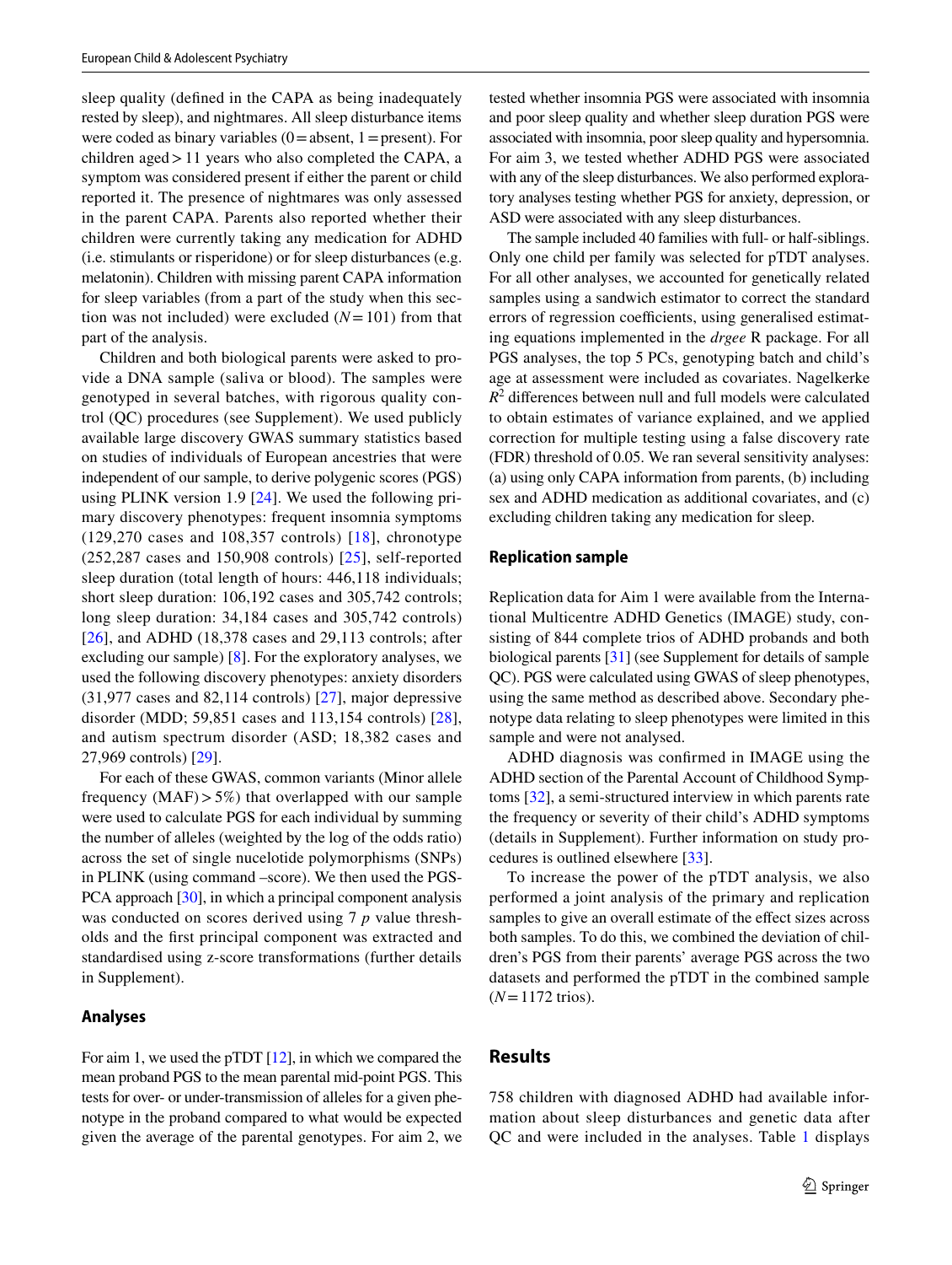sleep quality (defined in the CAPA as being inadequately rested by sleep), and nightmares. All sleep disturbance items were coded as binary variables (0 = absent, 1 = present). For children aged > 11 years who also completed the CAPA, a symptom was considered present if either the parent or child reported it. The presence of nightmares was only assessed in the parent CAPA. Parents also reported whether their children were currently taking any medication for ADHD (i.e. stimulants or risperidone) or for sleep disturbances (e.g. melatonin). Children with missing parent CAPA information for sleep variables (from a part of the study when this section was not included) were excluded (*N* = 101) from that part of the analysis.

Children and both biological parents were asked to provide a DNA sample (saliva or blood). The samples were genotyped in several batches, with rigorous quality control (QC) procedures (see Supplement). We used publicly available large discovery GWAS summary statistics based on studies of individuals of European ancestries that were independent of our sample, to derive polygenic scores (PGS) using PLINK version 1.9 [24]. We used the following primary discovery phenotypes: frequent insomnia symptoms (129,270 cases and 108,357 controls) [18], chronotype (252,287 cases and 150,908 controls) [25], self-reported sleep duration (total length of hours: 446,118 individuals; short sleep duration: 106,192 cases and 305,742 controls; long sleep duration: 34,184 cases and 305,742 controls) [26], and ADHD (18,378 cases and 29,113 controls; after excluding our sample) [8]. For the exploratory analyses, we used the following discovery phenotypes: anxiety disorders (31,977 cases and 82,114 controls) [27], major depressive disorder (MDD; 59,851 cases and 113,154 controls) [28], and autism spectrum disorder (ASD; 18,382 cases and 27,969 controls) [29].

For each of these GWAS, common variants (Minor allele frequency (MAF) > 5%) that overlapped with our sample were used to calculate PGS for each individual by summing the number of alleles (weighted by the log of the odds ratio) across the set of single nucelotide polymorphisms (SNPs) in PLINK (using command –score). We then used the PGS-PCA approach [30], in which a principal component analysis was conducted on scores derived using 7 *p* value thresholds and the first principal component was extracted and standardised using z-score transformations (further details in Supplement).

### Analyses

For aim 1, we used the pTDT [12], in which we compared the mean proband PGS to the mean parental mid-point PGS. This tests for over- or under-transmission of alleles for a given phenotype in the proband compared to what would be expected given the average of the parental genotypes. For aim 2, we tested whether insomnia PGS were associated with insomnia and poor sleep quality and whether sleep duration PGS were associated with insomnia, poor sleep quality and hypersomnia. For aim 3, we tested whether ADHD PGS were associated with any of the sleep disturbances. We also performed exploratory analyses testing whether PGS for anxiety, depression, or ASD were associated with any sleep disturbances.

The sample included 40 families with full- or half-siblings. Only one child per family was selected for pTDT analyses. For all other analyses, we accounted for genetically related samples using a sandwich estimator to correct the standard errors of regression coefficients, using generalised estimating equations implemented in the *drgee* R package. For all PGS analyses, the top 5 PCs, genotyping batch and child's age at assessment were included as covariates. Nagelkerke $R^2$ differences between null and full models were calculated to obtain estimates of variance explained, and we applied correction for multiple testing using a false discovery rate (FDR) threshold of 0.05. We ran several sensitivity analyses: (a) using only CAPA information from parents, (b) including sex and ADHD medication as additional covariates, and (c) excluding children taking any medication for sleep.

### Replication sample

Replication data for Aim 1 were available from the International Multicentre ADHD Genetics (IMAGE) study, consisting of 844 complete trios of ADHD probands and both biological parents [31] (see Supplement for details of sample QC). PGS were calculated using GWAS of sleep phenotypes, using the same method as described above. Secondary phenotype data relating to sleep phenotypes were limited in this sample and were not analysed.

ADHD diagnosis was confirmed in IMAGE using the ADHD section of the Parental Account of Childhood Symptoms [32], a semi-structured interview in which parents rate the frequency or severity of their child's ADHD symptoms (details in Supplement). Further information on study procedures is outlined elsewhere [33].

To increase the power of the pTDT analysis, we also performed a joint analysis of the primary and replication samples to give an overall estimate of the effect sizes across both samples. To do this, we combined the deviation of children's PGS from their parents' average PGS across the two datasets and performed the pTDT in the combined sample (*N* = 1172 trios).

## Results

758 children with diagnosed ADHD had available information about sleep disturbances and genetic data after QC and were included in the analyses. Table 1 displays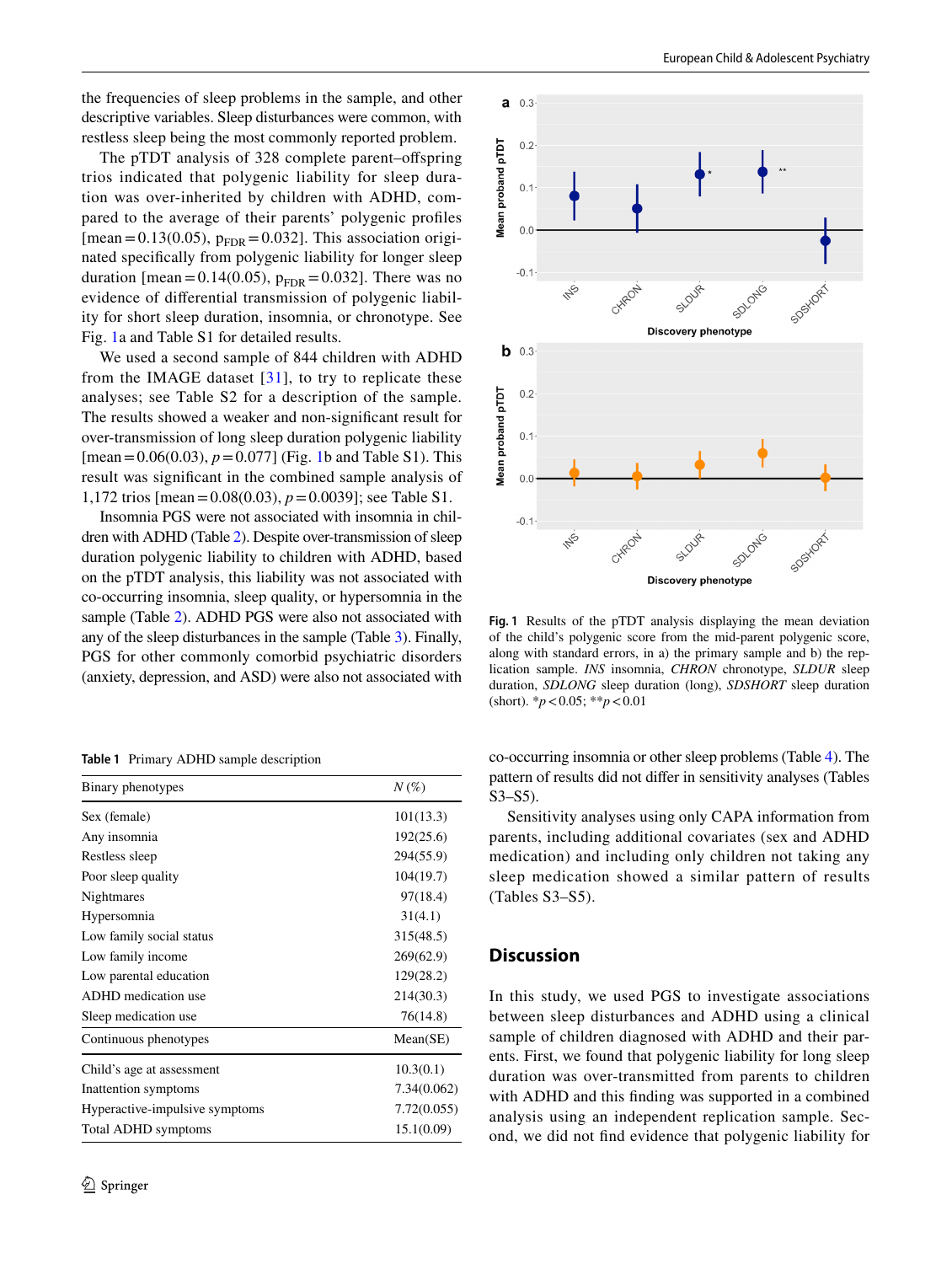the frequencies of sleep problems in the sample, and other descriptive variables. Sleep disturbances were common, with restless sleep being the most commonly reported problem.

The pTDT analysis of 328 complete parent–offspring trios indicated that polygenic liability for sleep duration was over-inherited by children with ADHD, compared to the average of their parents' polygenic profiles [mean = 0.13(0.05), $p_{FDR} = 0.032$]. This association originated specifically from polygenic liability for longer sleep duration [mean = 0.14(0.05), $p_{FDR} = 0.032$]. There was no evidence of differential transmission of polygenic liability for short sleep duration, insomnia, or chronotype. See Fig. 1a and Table S1 for detailed results.

We used a second sample of 844 children with ADHD from the IMAGE dataset [31], to try to replicate these analyses; see Table S2 for a description of the sample. The results showed a weaker and non-significant result for over-transmission of long sleep duration polygenic liability [mean = 0.06(0.03), $p = 0.077$] (Fig. 1b and Table S1). This result was significant in the combined sample analysis of 1,172 trios [mean = 0.08(0.03), $p = 0.0039$]; see Table S1.

Insomnia PGS were not associated with insomnia in children with ADHD (Table 2). Despite over-transmission of sleep duration polygenic liability to children with ADHD, based on the pTDT analysis, this liability was not associated with co-occurring insomnia, sleep quality, or hypersomnia in the sample (Table 2). ADHD PGS were also not associated with any of the sleep disturbances in the sample (Table 3). Finally, PGS for other commonly comorbid psychiatric disorders (anxiety, depression, and ASD) were also not associated with co-occurring insomnia or other sleep problems (Table 4). The pattern of results did not differ in sensitivity analyses (Tables S3–S5).

Sensitivity analyses using only CAPA information from parents, including additional covariates (sex and ADHD medication) and including only children not taking any sleep medication showed a similar pattern of results (Tables S3–S5).

**Fig. 1** Results of the pTDT analysis displaying the mean deviation of the child's polygenic score from the mid-parent polygenic score, along with standard errors, in a) the primary sample and b) the replication sample. *INS* insomnia, *CHRON* chronotype, *SLDUR* sleep duration, *SDLONG* sleep duration (long), *SDSHORT* sleep duration (short). \*$p < 0.05$; \*\*$p < 0.01$

**Table 1** Primary ADHD sample description

| Binary phenotypes | *N* (%) |
|---|---|
| Sex (female) | 101(13.3) |
| Any insomnia | 192(25.6) |
| Restless sleep | 294(55.9) |
| Poor sleep quality | 104(19.7) |
| Nightmares | 97(18.4) |
| Hypersomnia | 31(4.1) |
| Low family social status | 315(48.5) |
| Low family income | 269(62.9) |
| Low parental education | 129(28.2) |
| ADHD medication use | 214(30.3) |
| Sleep medication use | 76(14.8) |
| **Continuous phenotypes** | **Mean(SE)** |
| Child's age at assessment | 10.3(0.1) |
| Inattention symptoms | 7.34(0.062) |
| Hyperactive-impulsive symptoms | 7.72(0.055) |
| Total ADHD symptoms | 15.1(0.09) |

## Discussion

In this study, we used PGS to investigate associations between sleep disturbances and ADHD using a clinical sample of children diagnosed with ADHD and their parents. First, we found that polygenic liability for long sleep duration was over-transmitted from parents to children with ADHD and this finding was supported in a combined analysis using an independent replication sample. Second, we did not find evidence that polygenic liability for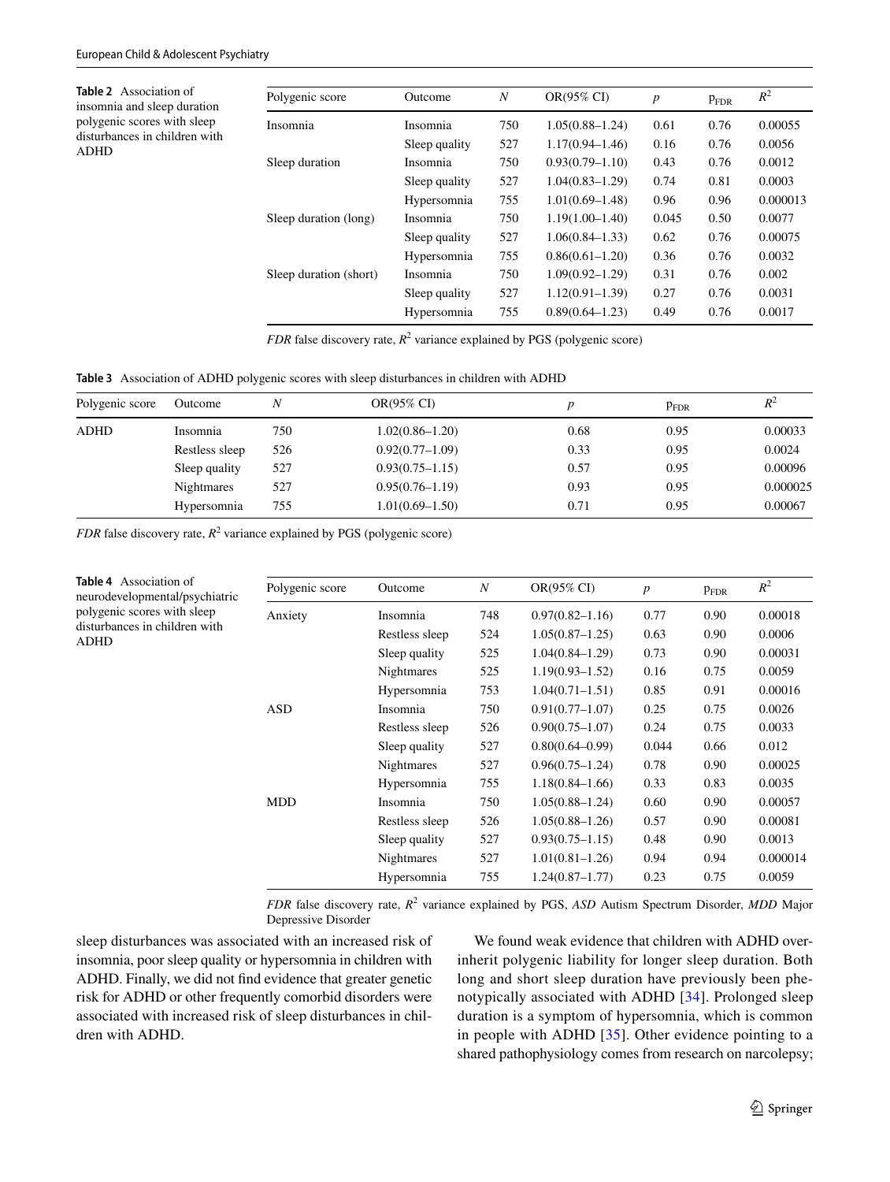**Table 2** Association of insomnia and sleep duration polygenic scores with sleep disturbances in children with ADHD

| Polygenic score | Outcome | $N$ | OR(95% CI) | $p$ | $p_{FDR}$ | $R^2$ |
|---|---|---|---|---|---|---|
| Insomnia | Insomnia | 750 | 1.05(0.88–1.24) | 0.61 | 0.76 | 0.00055 |
| | Sleep quality | 527 | 1.17(0.94–1.46) | 0.16 | 0.76 | 0.0056 |
| Sleep duration | Insomnia | 750 | 0.93(0.79–1.10) | 0.43 | 0.76 | 0.0012 |
| | Sleep quality | 527 | 1.04(0.83–1.29) | 0.74 | 0.81 | 0.0003 |
| | Hypersomnia | 755 | 1.01(0.69–1.48) | 0.96 | 0.96 | 0.000013 |
| Sleep duration (long) | Insomnia | 750 | 1.19(1.00–1.40) | 0.045 | 0.50 | 0.0077 |
| | Sleep quality | 527 | 1.06(0.84–1.33) | 0.62 | 0.76 | 0.00075 |
| | Hypersomnia | 755 | 0.86(0.61–1.20) | 0.36 | 0.76 | 0.0032 |
| Sleep duration (short) | Insomnia | 750 | 1.09(0.92–1.29) | 0.31 | 0.76 | 0.002 |
| | Sleep quality | 527 | 1.12(0.91–1.39) | 0.27 | 0.76 | 0.0031 |
| | Hypersomnia | 755 | 0.89(0.64–1.23) | 0.49 | 0.76 | 0.0017 |

*FDR* false discovery rate, $R^2$ variance explained by PGS (polygenic score)

**Table 3** Association of ADHD polygenic scores with sleep disturbances in children with ADHD

| Polygenic score | Outcome | $N$ | OR(95% CI) | $p$ | $p_{FDR}$ | $R^2$ |
|---|---|---|---|---|---|---|
| ADHD | Insomnia | 750 | 1.02(0.86–1.20) | 0.68 | 0.95 | 0.00033 |
| | Restless sleep | 526 | 0.92(0.77–1.09) | 0.33 | 0.95 | 0.0024 |
| | Sleep quality | 527 | 0.93(0.75–1.15) | 0.57 | 0.95 | 0.00096 |
| | Nightmares | 527 | 0.95(0.76–1.19) | 0.93 | 0.95 | 0.000025 |
| | Hypersomnia | 755 | 1.01(0.69–1.50) | 0.71 | 0.95 | 0.00067 |

*FDR* false discovery rate, $R^2$ variance explained by PGS (polygenic score)

**Table 4** Association of neurodevelopmental/psychiatric polygenic scores with sleep disturbances in children with ADHD

| Polygenic score | Outcome | $N$ | OR(95% CI) | $p$ | $p_{FDR}$ | $R^2$ |
|---|---|---|---|---|---|---|
| Anxiety | Insomnia | 748 | 0.97(0.82–1.16) | 0.77 | 0.90 | 0.00018 |
| | Restless sleep | 524 | 1.05(0.87–1.25) | 0.63 | 0.90 | 0.0006 |
| | Sleep quality | 525 | 1.04(0.84–1.29) | 0.73 | 0.90 | 0.00031 |
| | Nightmares | 525 | 1.19(0.93–1.52) | 0.16 | 0.75 | 0.0059 |
| | Hypersomnia | 753 | 1.04(0.71–1.51) | 0.85 | 0.91 | 0.00016 |
| ASD | Insomnia | 750 | 0.91(0.77–1.07) | 0.25 | 0.75 | 0.0026 |
| | Restless sleep | 526 | 0.90(0.75–1.07) | 0.24 | 0.75 | 0.0033 |
| | Sleep quality | 527 | 0.80(0.64–0.99) | 0.044 | 0.66 | 0.012 |
| | Nightmares | 527 | 0.96(0.75–1.24) | 0.78 | 0.90 | 0.00025 |
| | Hypersomnia | 755 | 1.18(0.84–1.66) | 0.33 | 0.83 | 0.0035 |
| MDD | Insomnia | 750 | 1.05(0.88–1.24) | 0.60 | 0.90 | 0.00057 |
| | Restless sleep | 526 | 1.05(0.88–1.26) | 0.57 | 0.90 | 0.00081 |
| | Sleep quality | 527 | 0.93(0.75–1.15) | 0.48 | 0.90 | 0.0013 |
| | Nightmares | 527 | 1.01(0.81–1.26) | 0.94 | 0.94 | 0.000014 |
| | Hypersomnia | 755 | 1.24(0.87–1.77) | 0.23 | 0.75 | 0.0059 |

*FDR* false discovery rate, $R^2$ variance explained by PGS, *ASD* Autism Spectrum Disorder, *MDD* Major Depressive Disorder

sleep disturbances was associated with an increased risk of insomnia, poor sleep quality or hypersomnia in children with ADHD. Finally, we did not find evidence that greater genetic risk for ADHD or other frequently comorbid disorders were associated with increased risk of sleep disturbances in children with ADHD.

We found weak evidence that children with ADHD over-inherit polygenic liability for longer sleep duration. Both long and short sleep duration have previously been phenotypically associated with ADHD [34]. Prolonged sleep duration is a symptom of hypersomnia, which is common in people with ADHD [35]. Other evidence pointing to a shared pathophysiology comes from research on narcolepsy;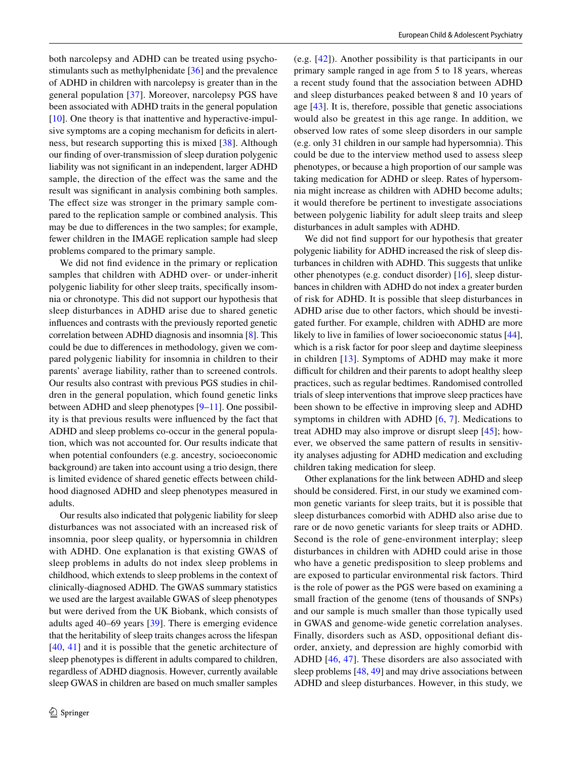both narcolepsy and ADHD can be treated using psychostimulants such as methylphenidate [36] and the prevalence of ADHD in children with narcolepsy is greater than in the general population [37]. Moreover, narcolepsy PGS have been associated with ADHD traits in the general population [10]. One theory is that inattentive and hyperactive-impulsive symptoms are a coping mechanism for deficits in alertness, but research supporting this is mixed [38]. Although our finding of over-transmission of sleep duration polygenic liability was not significant in an independent, larger ADHD sample, the direction of the effect was the same and the result was significant in analysis combining both samples. The effect size was stronger in the primary sample compared to the replication sample or combined analysis. This may be due to differences in the two samples; for example, fewer children in the IMAGE replication sample had sleep problems compared to the primary sample.

We did not find evidence in the primary or replication samples that children with ADHD over- or under-inherit polygenic liability for other sleep traits, specifically insomnia or chronotype. This did not support our hypothesis that sleep disturbances in ADHD arise due to shared genetic influences and contrasts with the previously reported genetic correlation between ADHD diagnosis and insomnia [8]. This could be due to differences in methodology, given we compared polygenic liability for insomnia in children to their parents' average liability, rather than to screened controls. Our results also contrast with previous PGS studies in children in the general population, which found genetic links between ADHD and sleep phenotypes [9–11]. One possibility is that previous results were influenced by the fact that ADHD and sleep problems co-occur in the general population, which was not accounted for. Our results indicate that when potential confounders (e.g. ancestry, socioeconomic background) are taken into account using a trio design, there is limited evidence of shared genetic effects between childhood diagnosed ADHD and sleep phenotypes measured in adults.

Our results also indicated that polygenic liability for sleep disturbances was not associated with an increased risk of insomnia, poor sleep quality, or hypersomnia in children with ADHD. One explanation is that existing GWAS of sleep problems in adults do not index sleep problems in childhood, which extends to sleep problems in the context of clinically-diagnosed ADHD. The GWAS summary statistics we used are the largest available GWAS of sleep phenotypes but were derived from the UK Biobank, which consists of adults aged 40–69 years [39]. There is emerging evidence that the heritability of sleep traits changes across the lifespan [40, 41] and it is possible that the genetic architecture of sleep phenotypes is different in adults compared to children, regardless of ADHD diagnosis. However, currently available sleep GWAS in children are based on much smaller samples (e.g. [42]). Another possibility is that participants in our primary sample ranged in age from 5 to 18 years, whereas a recent study found that the association between ADHD and sleep disturbances peaked between 8 and 10 years of age [43]. It is, therefore, possible that genetic associations would also be greatest in this age range. In addition, we observed low rates of some sleep disorders in our sample (e.g. only 31 children in our sample had hypersomnia). This could be due to the interview method used to assess sleep phenotypes, or because a high proportion of our sample was taking medication for ADHD or sleep. Rates of hypersomnia might increase as children with ADHD become adults; it would therefore be pertinent to investigate associations between polygenic liability for adult sleep traits and sleep disturbances in adult samples with ADHD.

We did not find support for our hypothesis that greater polygenic liability for ADHD increased the risk of sleep disturbances in children with ADHD. This suggests that unlike other phenotypes (e.g. conduct disorder) [16], sleep disturbances in children with ADHD do not index a greater burden of risk for ADHD. It is possible that sleep disturbances in ADHD arise due to other factors, which should be investigated further. For example, children with ADHD are more likely to live in families of lower socioeconomic status [44], which is a risk factor for poor sleep and daytime sleepiness in children [13]. Symptoms of ADHD may make it more difficult for children and their parents to adopt healthy sleep practices, such as regular bedtimes. Randomised controlled trials of sleep interventions that improve sleep practices have been shown to be effective in improving sleep and ADHD symptoms in children with ADHD [6, 7]. Medications to treat ADHD may also improve or disrupt sleep [45]; however, we observed the same pattern of results in sensitivity analyses adjusting for ADHD medication and excluding children taking medication for sleep.

Other explanations for the link between ADHD and sleep should be considered. First, in our study we examined common genetic variants for sleep traits, but it is possible that sleep disturbances comorbid with ADHD also arise due to rare or de novo genetic variants for sleep traits or ADHD. Second is the role of gene-environment interplay; sleep disturbances in children with ADHD could arise in those who have a genetic predisposition to sleep problems and are exposed to particular environmental risk factors. Third is the role of power as the PGS were based on examining a small fraction of the genome (tens of thousands of SNPs) and our sample is much smaller than those typically used in GWAS and genome-wide genetic correlation analyses. Finally, disorders such as ASD, oppositional defiant disorder, anxiety, and depression are highly comorbid with ADHD [46, 47]. These disorders are also associated with sleep problems [48, 49] and may drive associations between ADHD and sleep disturbances. However, in this study, we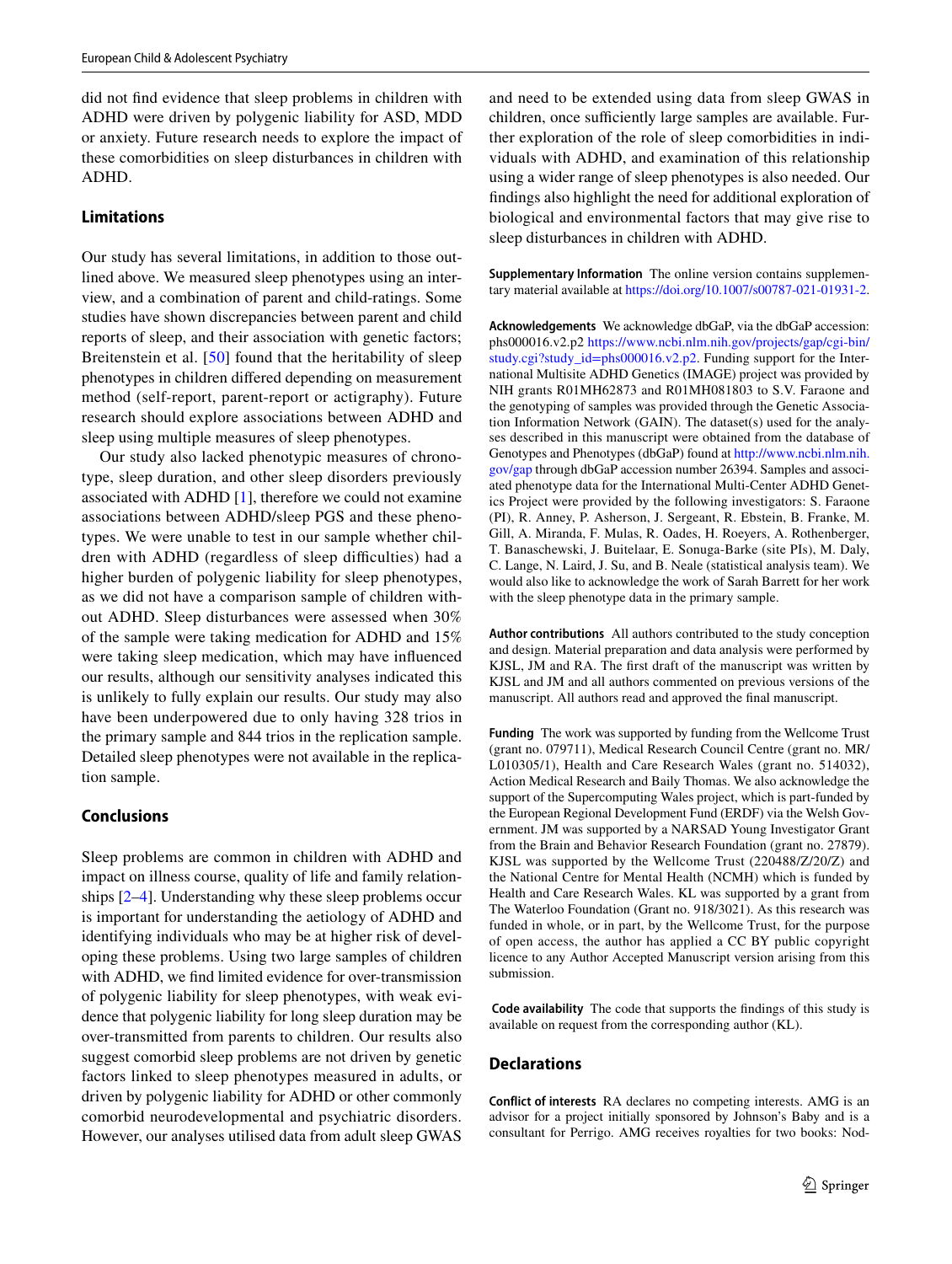did not find evidence that sleep problems in children with ADHD were driven by polygenic liability for ASD, MDD or anxiety. Future research needs to explore the impact of these comorbidities on sleep disturbances in children with ADHD.

## Limitations

Our study has several limitations, in addition to those outlined above. We measured sleep phenotypes using an interview, and a combination of parent and child-ratings. Some studies have shown discrepancies between parent and child reports of sleep, and their association with genetic factors; Breitenstein et al. [50] found that the heritability of sleep phenotypes in children differed depending on measurement method (self-report, parent-report or actigraphy). Future research should explore associations between ADHD and sleep using multiple measures of sleep phenotypes.

Our study also lacked phenotypic measures of chronotype, sleep duration, and other sleep disorders previously associated with ADHD [1], therefore we could not examine associations between ADHD/sleep PGS and these phenotypes. We were unable to test in our sample whether children with ADHD (regardless of sleep difficulties) had a higher burden of polygenic liability for sleep phenotypes, as we did not have a comparison sample of children without ADHD. Sleep disturbances were assessed when 30% of the sample were taking medication for ADHD and 15% were taking sleep medication, which may have influenced our results, although our sensitivity analyses indicated this is unlikely to fully explain our results. Our study may also have been underpowered due to only having 328 trios in the primary sample and 844 trios in the replication sample. Detailed sleep phenotypes were not available in the replication sample.

## Conclusions

Sleep problems are common in children with ADHD and impact on illness course, quality of life and family relationships [2–4]. Understanding why these sleep problems occur is important for understanding the aetiology of ADHD and identifying individuals who may be at higher risk of developing these problems. Using two large samples of children with ADHD, we find limited evidence for over-transmission of polygenic liability for sleep phenotypes, with weak evidence that polygenic liability for long sleep duration may be over-transmitted from parents to children. Our results also suggest comorbid sleep problems are not driven by genetic factors linked to sleep phenotypes measured in adults, or driven by polygenic liability for ADHD or other commonly comorbid neurodevelopmental and psychiatric disorders. However, our analyses utilised data from adult sleep GWAS and need to be extended using data from sleep GWAS in children, once sufficiently large samples are available. Further exploration of the role of sleep comorbidities in individuals with ADHD, and examination of this relationship using a wider range of sleep phenotypes is also needed. Our findings also highlight the need for additional exploration of biological and environmental factors that may give rise to sleep disturbances in children with ADHD.

**Supplementary Information** The online version contains supplementary material available at https://doi.org/10.1007/s00787-021-01931-2.

**Acknowledgements** We acknowledge dbGaP, via the dbGaP accession: phs000016.v2.p2 https://www.ncbi.nlm.nih.gov/projects/gap/cgi-bin/study.cgi?study_id=phs000016.v2.p2. Funding support for the International Multisite ADHD Genetics (IMAGE) project was provided by NIH grants R01MH62873 and R01MH081803 to S.V. Faraone and the genotyping of samples was provided through the Genetic Association Information Network (GAIN). The dataset(s) used for the analyses described in this manuscript were obtained from the database of Genotypes and Phenotypes (dbGaP) found at http://www.ncbi.nlm.nih.gov/gap through dbGaP accession number 26394. Samples and associated phenotype data for the International Multi-Center ADHD Genetics Project were provided by the following investigators: S. Faraone (PI), R. Anney, P. Asherson, J. Sergeant, R. Ebstein, B. Franke, M. Gill, A. Miranda, F. Mulas, R. Oades, H. Roeyers, A. Rothenberger, T. Banaschewski, J. Buitelaar, E. Sonuga-Barke (site PIs), M. Daly, C. Lange, N. Laird, J. Su, and B. Neale (statistical analysis team). We would also like to acknowledge the work of Sarah Barrett for her work with the sleep phenotype data in the primary sample.

**Author contributions** All authors contributed to the study conception and design. Material preparation and data analysis were performed by KJSL, JM and RA. The first draft of the manuscript was written by KJSL and JM and all authors commented on previous versions of the manuscript. All authors read and approved the final manuscript.

**Funding** The work was supported by funding from the Wellcome Trust (grant no. 079711), Medical Research Council Centre (grant no. MR/L010305/1), Health and Care Research Wales (grant no. 514032), Action Medical Research and Baily Thomas. We also acknowledge the support of the Supercomputing Wales project, which is part-funded by the European Regional Development Fund (ERDF) via the Welsh Government. JM was supported by a NARSAD Young Investigator Grant from the Brain and Behavior Research Foundation (grant no. 27879). KJSL was supported by the Wellcome Trust (220488/Z/20/Z) and the National Centre for Mental Health (NCMH) which is funded by Health and Care Research Wales. KL was supported by a grant from The Waterloo Foundation (Grant no. 918/3021). As this research was funded in whole, or in part, by the Wellcome Trust, for the purpose of open access, the author has applied a CC BY public copyright licence to any Author Accepted Manuscript version arising from this submission.

**Code availability** The code that supports the findings of this study is available on request from the corresponding author (KL).

## Declarations

**Conflict of interests** RA declares no competing interests. AMG is an advisor for a project initially sponsored by Johnson's Baby and is a consultant for Perrigo. AMG receives royalties for two books: Nod-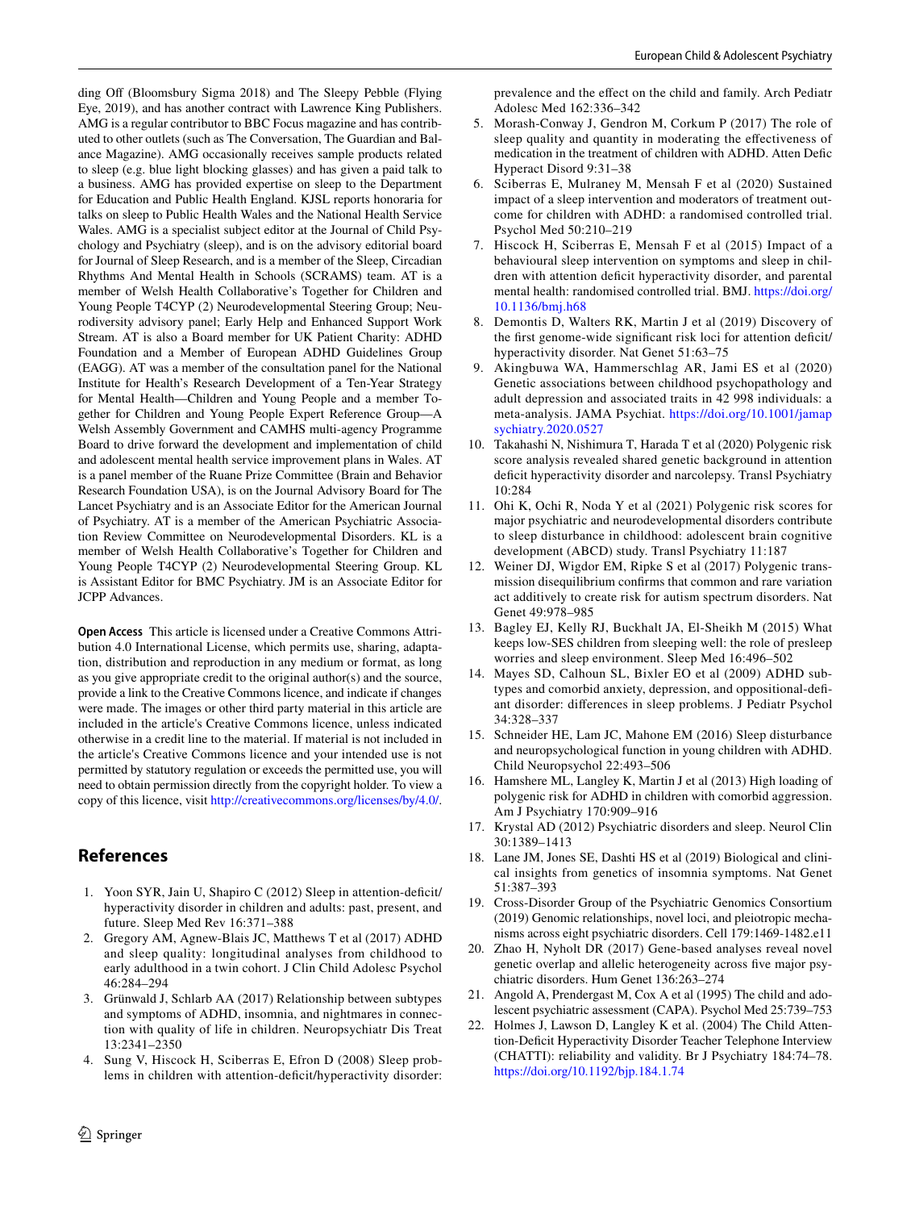ding Off (Bloomsbury Sigma 2018) and The Sleepy Pebble (Flying Eye, 2019), and has another contract with Lawrence King Publishers. AMG is a regular contributor to BBC Focus magazine and has contributed to other outlets (such as The Conversation, The Guardian and Balance Magazine). AMG occasionally receives sample products related to sleep (e.g. blue light blocking glasses) and has given a paid talk to a business. AMG has provided expertise on sleep to the Department for Education and Public Health England. KJSL reports honoraria for talks on sleep to Public Health Wales and the National Health Service Wales. AMG is a specialist subject editor at the Journal of Child Psychology and Psychiatry (sleep), and is on the advisory editorial board for Journal of Sleep Research, and is a member of the Sleep, Circadian Rhythms And Mental Health in Schools (SCRAMS) team. AT is a member of Welsh Health Collaborative's Together for Children and Young People T4CYP (2) Neurodevelopmental Steering Group; Neurodiversity advisory panel; Early Help and Enhanced Support Work Stream. AT is also a Board member for UK Patient Charity: ADHD Foundation and a Member of European ADHD Guidelines Group (EAGG). AT was a member of the consultation panel for the National Institute for Health's Research Development of a Ten-Year Strategy for Mental Health—Children and Young People and a member Together for Children and Young People Expert Reference Group—A Welsh Assembly Government and CAMHS multi-agency Programme Board to drive forward the development and implementation of child and adolescent mental health service improvement plans in Wales. AT is a panel member of the Ruane Prize Committee (Brain and Behavior Research Foundation USA), is on the Journal Advisory Board for The Lancet Psychiatry and is an Associate Editor for the American Journal of Psychiatry. AT is a member of the American Psychiatric Association Review Committee on Neurodevelopmental Disorders. KL is a member of Welsh Health Collaborative's Together for Children and Young People T4CYP (2) Neurodevelopmental Steering Group. KL is Assistant Editor for BMC Psychiatry. JM is an Associate Editor for JCPP Advances.

**Open Access** This article is licensed under a Creative Commons Attribution 4.0 International License, which permits use, sharing, adaptation, distribution and reproduction in any medium or format, as long as you give appropriate credit to the original author(s) and the source, provide a link to the Creative Commons licence, and indicate if changes were made. The images or other third party material in this article are included in the article's Creative Commons licence, unless indicated otherwise in a credit line to the material. If material is not included in the article's Creative Commons licence and your intended use is not permitted by statutory regulation or exceeds the permitted use, you will need to obtain permission directly from the copyright holder. To view a copy of this licence, visit http://creativecommons.org/licenses/by/4.0/.

## References

1. Yoon SYR, Jain U, Shapiro C (2012) Sleep in attention-deficit/hyperactivity disorder in children and adults: past, present, and future. Sleep Med Rev 16:371–388
2. Gregory AM, Agnew-Blais JC, Matthews T et al (2017) ADHD and sleep quality: longitudinal analyses from childhood to early adulthood in a twin cohort. J Clin Child Adolesc Psychol 46:284–294
3. Grünwald J, Schlarb AA (2017) Relationship between subtypes and symptoms of ADHD, insomnia, and nightmares in connection with quality of life in children. Neuropsychiatr Dis Treat 13:2341–2350
4. Sung V, Hiscock H, Sciberras E, Efron D (2008) Sleep problems in children with attention-deficit/hyperactivity disorder: prevalence and the effect on the child and family. Arch Pediatr Adolesc Med 162:336–342
5. Morash-Conway J, Gendron M, Corkum P (2017) The role of sleep quality and quantity in moderating the effectiveness of medication in the treatment of children with ADHD. Atten Defic Hyperact Disord 9:31–38
6. Sciberras E, Mulraney M, Mensah F et al (2020) Sustained impact of a sleep intervention and moderators of treatment outcome for children with ADHD: a randomised controlled trial. Psychol Med 50:210–219
7. Hiscock H, Sciberras E, Mensah F et al (2015) Impact of a behavioural sleep intervention on symptoms and sleep in children with attention deficit hyperactivity disorder, and parental mental health: randomised controlled trial. BMJ. https://doi.org/10.1136/bmj.h68
8. Demontis D, Walters RK, Martin J et al (2019) Discovery of the first genome-wide significant risk loci for attention deficit/hyperactivity disorder. Nat Genet 51:63–75
9. Akingbuwa WA, Hammerschlag AR, Jami ES et al (2020) Genetic associations between childhood psychopathology and adult depression and associated traits in 42 998 individuals: a meta-analysis. JAMA Psychiat. https://doi.org/10.1001/jamapsychiatry.2020.0527
10. Takahashi N, Nishimura T, Harada T et al (2020) Polygenic risk score analysis revealed shared genetic background in attention deficit hyperactivity disorder and narcolepsy. Transl Psychiatry 10:284
11. Ohi K, Ochi R, Noda Y et al (2021) Polygenic risk scores for major psychiatric and neurodevelopmental disorders contribute to sleep disturbance in childhood: adolescent brain cognitive development (ABCD) study. Transl Psychiatry 11:187
12. Weiner DJ, Wigdor EM, Ripke S et al (2017) Polygenic transmission disequilibrium confirms that common and rare variation act additively to create risk for autism spectrum disorders. Nat Genet 49:978–985
13. Bagley EJ, Kelly RJ, Buckhalt JA, El-Sheikh M (2015) What keeps low-SES children from sleeping well: the role of presleep worries and sleep environment. Sleep Med 16:496–502
14. Mayes SD, Calhoun SL, Bixler EO et al (2009) ADHD subtypes and comorbid anxiety, depression, and oppositional-defiant disorder: differences in sleep problems. J Pediatr Psychol 34:328–337
15. Schneider HE, Lam JC, Mahone EM (2016) Sleep disturbance and neuropsychological function in young children with ADHD. Child Neuropsychol 22:493–506
16. Hamshere ML, Langley K, Martin J et al (2013) High loading of polygenic risk for ADHD in children with comorbid aggression. Am J Psychiatry 170:909–916
17. Krystal AD (2012) Psychiatric disorders and sleep. Neurol Clin 30:1389–1413
18. Lane JM, Jones SE, Dashti HS et al (2019) Biological and clinical insights from genetics of insomnia symptoms. Nat Genet 51:387–393
19. Cross-Disorder Group of the Psychiatric Genomics Consortium (2019) Genomic relationships, novel loci, and pleiotropic mechanisms across eight psychiatric disorders. Cell 179:1469-1482.e11
20. Zhao H, Nyholt DR (2017) Gene-based analyses reveal novel genetic overlap and allelic heterogeneity across five major psychiatric disorders. Hum Genet 136:263–274
21. Angold A, Prendergast M, Cox A et al (1995) The child and adolescent psychiatric assessment (CAPA). Psychol Med 25:739–753
22. Holmes J, Lawson D, Langley K et al. (2004) The Child Attention-Deficit Hyperactivity Disorder Teacher Telephone Interview (CHATTI): reliability and validity. Br J Psychiatry 184:74–78. https://doi.org/10.1192/bjp.184.1.74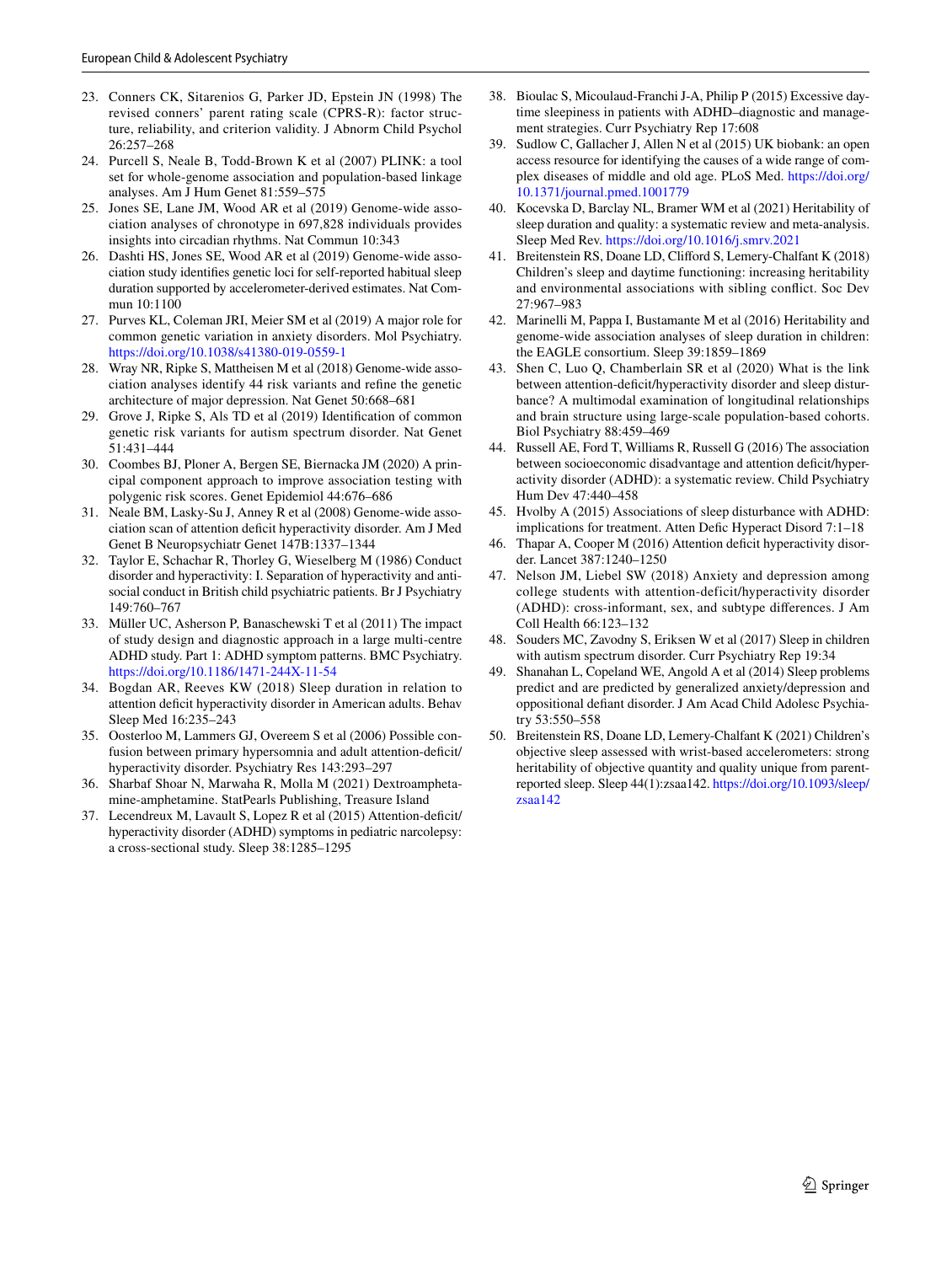23. Conners CK, Sitarenios G, Parker JD, Epstein JN (1998) The revised conners' parent rating scale (CPRS-R): factor structure, reliability, and criterion validity. J Abnorm Child Psychol 26:257–268
24. Purcell S, Neale B, Todd-Brown K et al (2007) PLINK: a tool set for whole-genome association and population-based linkage analyses. Am J Hum Genet 81:559–575
25. Jones SE, Lane JM, Wood AR et al (2019) Genome-wide association analyses of chronotype in 697,828 individuals provides insights into circadian rhythms. Nat Commun 10:343
26. Dashti HS, Jones SE, Wood AR et al (2019) Genome-wide association study identifies genetic loci for self-reported habitual sleep duration supported by accelerometer-derived estimates. Nat Commun 10:1100
27. Purves KL, Coleman JRI, Meier SM et al (2019) A major role for common genetic variation in anxiety disorders. Mol Psychiatry. https://doi.org/10.1038/s41380-019-0559-1
28. Wray NR, Ripke S, Mattheisen M et al (2018) Genome-wide association analyses identify 44 risk variants and refine the genetic architecture of major depression. Nat Genet 50:668–681
29. Grove J, Ripke S, Als TD et al (2019) Identification of common genetic risk variants for autism spectrum disorder. Nat Genet 51:431–444
30. Coombes BJ, Ploner A, Bergen SE, Biernacka JM (2020) A principal component approach to improve association testing with polygenic risk scores. Genet Epidemiol 44:676–686
31. Neale BM, Lasky-Su J, Anney R et al (2008) Genome-wide association scan of attention deficit hyperactivity disorder. Am J Med Genet B Neuropsychiatr Genet 147B:1337–1344
32. Taylor E, Schachar R, Thorley G, Wieselberg M (1986) Conduct disorder and hyperactivity: I. Separation of hyperactivity and antisocial conduct in British child psychiatric patients. Br J Psychiatry 149:760–767
33. Müller UC, Asherson P, Banaschewski T et al (2011) The impact of study design and diagnostic approach in a large multi-centre ADHD study. Part 1: ADHD symptom patterns. BMC Psychiatry. https://doi.org/10.1186/1471-244X-11-54
34. Bogdan AR, Reeves KW (2018) Sleep duration in relation to attention deficit hyperactivity disorder in American adults. Behav Sleep Med 16:235–243
35. Oosterloo M, Lammers GJ, Overeem S et al (2006) Possible confusion between primary hypersomnia and adult attention-deficit/hyperactivity disorder. Psychiatry Res 143:293–297
36. Sharbaf Shoar N, Marwaha R, Molla M (2021) Dextroamphetamine-amphetamine. StatPearls Publishing, Treasure Island
37. Lecendreux M, Lavault S, Lopez R et al (2015) Attention-deficit/hyperactivity disorder (ADHD) symptoms in pediatric narcolepsy: a cross-sectional study. Sleep 38:1285–1295
38. Bioulac S, Micoulaud-Franchi J-A, Philip P (2015) Excessive daytime sleepiness in patients with ADHD–diagnostic and management strategies. Curr Psychiatry Rep 17:608
39. Sudlow C, Gallacher J, Allen N et al (2015) UK biobank: an open access resource for identifying the causes of a wide range of complex diseases of middle and old age. PLoS Med. https://doi.org/10.1371/journal.pmed.1001779
40. Kocevska D, Barclay NL, Bramer WM et al (2021) Heritability of sleep duration and quality: a systematic review and meta-analysis. Sleep Med Rev. https://doi.org/10.1016/j.smrv.2021
41. Breitenstein RS, Doane LD, Clifford S, Lemery-Chalfant K (2018) Children's sleep and daytime functioning: increasing heritability and environmental associations with sibling conflict. Soc Dev 27:967–983
42. Marinelli M, Pappa I, Bustamante M et al (2016) Heritability and genome-wide association analyses of sleep duration in children: the EAGLE consortium. Sleep 39:1859–1869
43. Shen C, Luo Q, Chamberlain SR et al (2020) What is the link between attention-deficit/hyperactivity disorder and sleep disturbance? A multimodal examination of longitudinal relationships and brain structure using large-scale population-based cohorts. Biol Psychiatry 88:459–469
44. Russell AE, Ford T, Williams R, Russell G (2016) The association between socioeconomic disadvantage and attention deficit/hyperactivity disorder (ADHD): a systematic review. Child Psychiatry Hum Dev 47:440–458
45. Hvolby A (2015) Associations of sleep disturbance with ADHD: implications for treatment. Atten Defic Hyperact Disord 7:1–18
46. Thapar A, Cooper M (2016) Attention deficit hyperactivity disorder. Lancet 387:1240–1250
47. Nelson JM, Liebel SW (2018) Anxiety and depression among college students with attention-deficit/hyperactivity disorder (ADHD): cross-informant, sex, and subtype differences. J Am Coll Health 66:123–132
48. Souders MC, Zavodny S, Eriksen W et al (2017) Sleep in children with autism spectrum disorder. Curr Psychiatry Rep 19:34
49. Shanahan L, Copeland WE, Angold A et al (2014) Sleep problems predict and are predicted by generalized anxiety/depression and oppositional defiant disorder. J Am Acad Child Adolesc Psychiatry 53:550–558
50. Breitenstein RS, Doane LD, Lemery-Chalfant K (2021) Children's objective sleep assessed with wrist-based accelerometers: strong heritability of objective quantity and quality unique from parent-reported sleep. Sleep 44(1):zsaa142. https://doi.org/10.1093/sleep/zsaa142